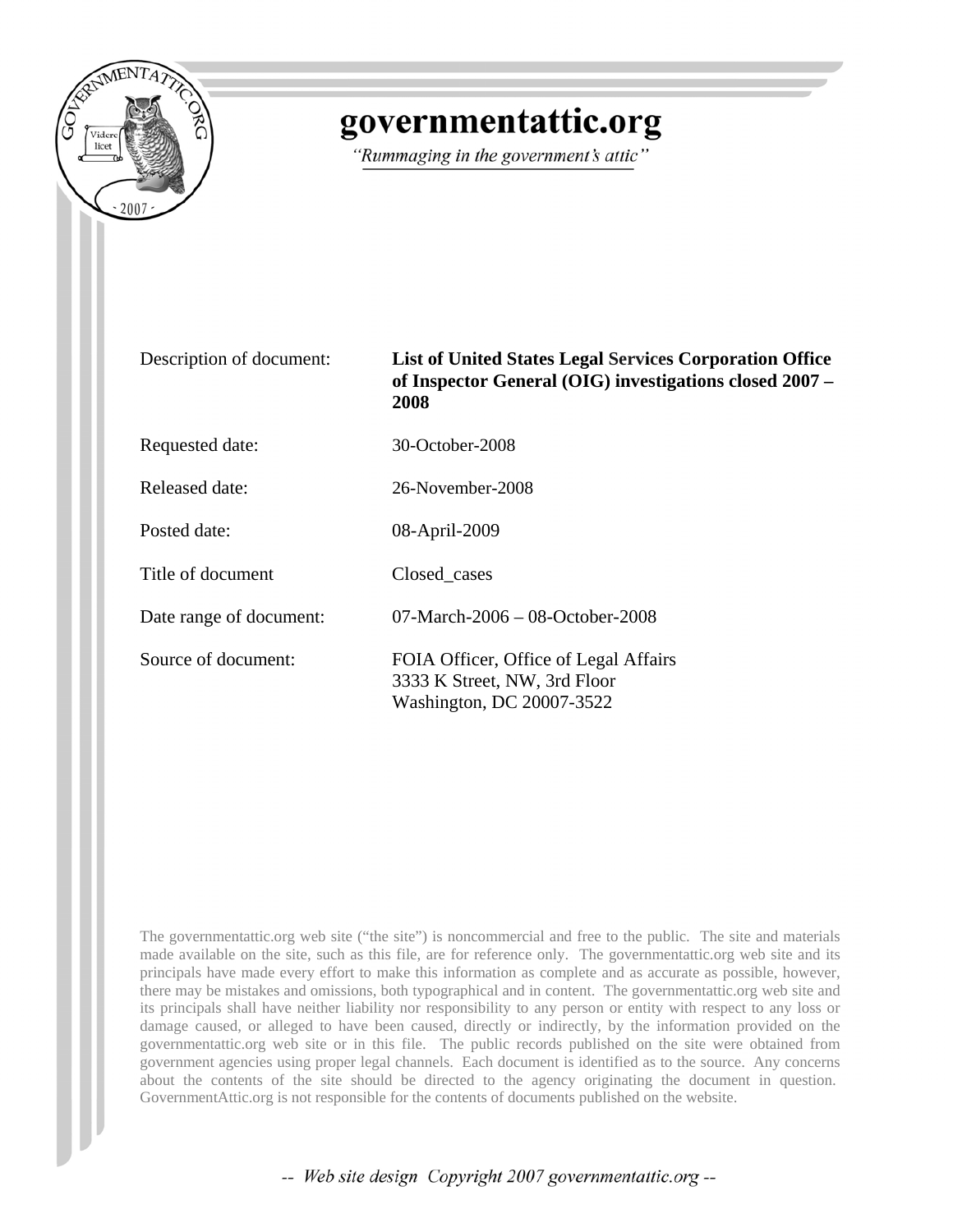# governmentattic.org

*"Rummaging in the government's attic"*

| | |
|---|---|
| Description of document: | **List of United States Legal Services Corporation Office of Inspector General (OIG) investigations closed 2007 – 2008** |
| Requested date: | 30-October-2008 |
| Released date: | 26-November-2008 |
| Posted date: | 08-April-2009 |
| Title of document | Closed_cases |
| Date range of document: | 07-March-2006 – 08-October-2008 |
| Source of document: | FOIA Officer, Office of Legal Affairs<br>3333 K Street, NW, 3rd Floor<br>Washington, DC 20007-3522 |

The governmentattic.org web site ("the site") is noncommercial and free to the public. The site and materials made available on the site, such as this file, are for reference only. The governmentattic.org web site and its principals have made every effort to make this information as complete and as accurate as possible, however, there may be mistakes and omissions, both typographical and in content. The governmentattic.org web site and its principals shall have neither liability nor responsibility to any person or entity with respect to any loss or damage caused, or alleged to have been caused, directly or indirectly, by the information provided on the governmentattic.org web site or in this file. The public records published on the site were obtained from government agencies using proper legal channels. Each document is identified as to the source. Any concerns about the contents of the site should be directed to the agency originating the document in question. GovernmentAttic.org is not responsible for the contents of documents published on the website.

-- *Web site design Copyright 2007 governmentattic.org* --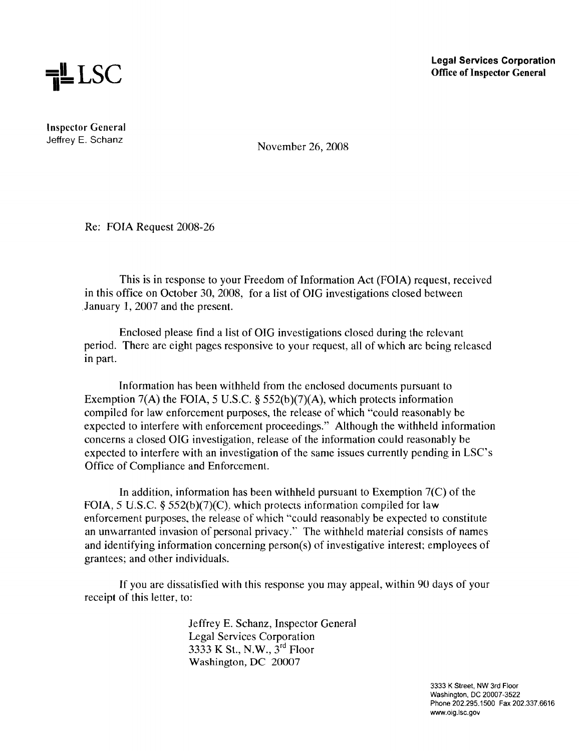LSC

**Legal Services Corporation**
**Office of Inspector General**

Inspector General
Jeffrey E. Schanz

November 26, 2008

Re: FOIA Request 2008-26

This is in response to your Freedom of Information Act (FOIA) request, received in this office on October 30, 2008, for a list of OIG investigations closed between January 1, 2007 and the present.

Enclosed please find a list of OIG investigations closed during the relevant period. There are eight pages responsive to your request, all of which are being released in part.

Information has been withheld from the enclosed documents pursuant to Exemption 7(A) the FOIA, 5 U.S.C. § 552(b)(7)(A), which protects information compiled for law enforcement purposes, the release of which "could reasonably be expected to interfere with enforcement proceedings." Although the withheld information concerns a closed OIG investigation, release of the information could reasonably be expected to interfere with an investigation of the same issues currently pending in LSC's Office of Compliance and Enforcement.

In addition, information has been withheld pursuant to Exemption 7(C) of the FOIA, 5 U.S.C. § 552(b)(7)(C), which protects information compiled for law enforcement purposes, the release of which "could reasonably be expected to constitute an unwarranted invasion of personal privacy." The withheld material consists of names and identifying information concerning person(s) of investigative interest; employees of grantees; and other individuals.

If you are dissatisfied with this response you may appeal, within 90 days of your receipt of this letter, to:

Jeffrey E. Schanz, Inspector General
Legal Services Corporation
3333 K St., N.W., 3rd Floor
Washington, DC 20007

3333 K Street, NW 3rd Floor
Washington, DC 20007-3522
Phone 202.295.1500 Fax 202.337.6616
www.oig.lsc.gov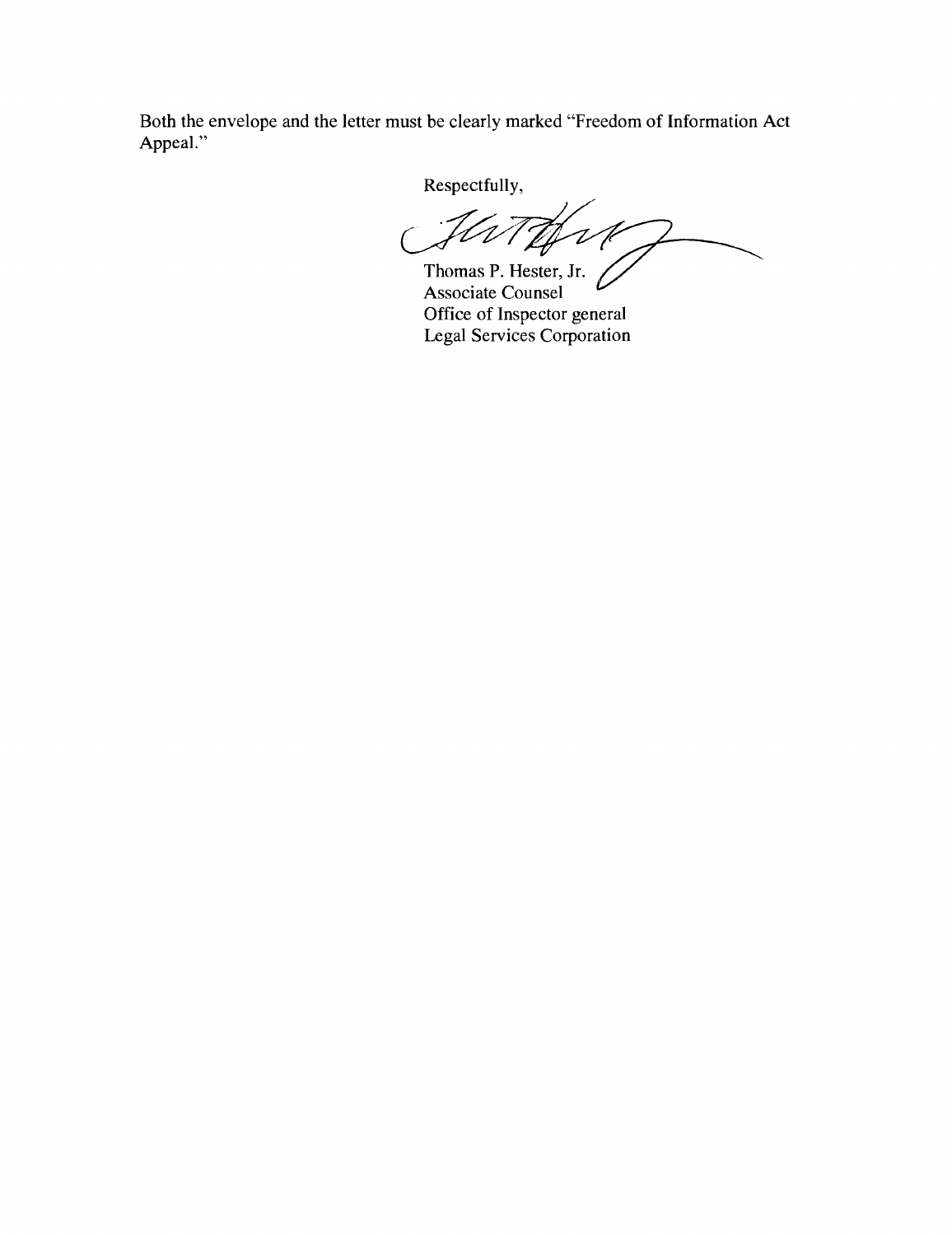Both the envelope and the letter must be clearly marked "Freedom of Information Act Appeal."

Respectfully,

Thomas P. Hester, Jr.
Associate Counsel
Office of Inspector general
Legal Services Corporation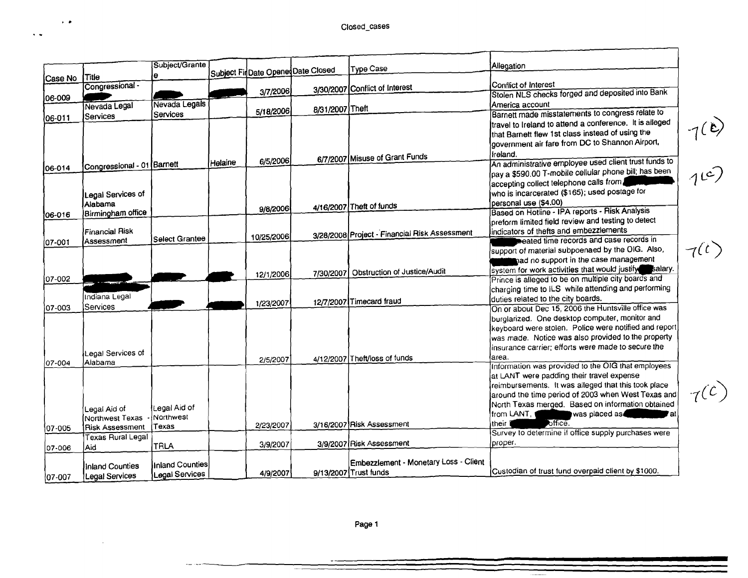Closed_cases

| Case No | Title | Subject/Grantee | Subject Fi | Date Opened | Date Closed | Type Case | Allegation |
|---|---|---|---|---|---|---|---|
| 06-009 | Congressional - | | | 3/7/2006 | 3/30/2007 | Conflict of Interest | Conflict of Interest |
| 06-011 | Nevada Legal Services | Nevada Legals Services | | 5/18/2006 | 8/31/2007 | Theft | Stolen NLS checks forged and deposited into Bank America account |
| 06-014 | Congressional - 01 | Barnett | Helaine | 6/5/2006 | 6/7/2007 | Misuse of Grant Funds | Barnett made misstatements to congress relate to travel to Ireland to attend a conference. It is alleged that Barnett flew 1st class instead of using the government air fare from DC to Shannon Airport, Ireland. |
| 06-016 | Legal Services of Alabama Birmingham office | | | 9/8/2006 | 4/16/2007 | Theft of funds | An administrative employee used client trust funds to pay a $590.00 T-mobile cellular phone bill; has been accepting collect telephone calls from who is incarcerated ($165); used postage for personal use ($4.00) |
| 07-001 | Financial Risk Assessment | Select Grantee | | 10/25/2006 | 3/28/2008 | Project - Financial Risk Assessment | Based on Hotline - IPA reports - Risk Analysis preform limited field review and testing to detect indicators of thefts and embezzlements |
| 07-002 | | | | 12/1/2006 | 7/30/2007 | Obstruction of Justice/Audit | created time records and case records in support of material subpoenaed by the OIG. Also, had no support in the case management system for work activities that would justify salary. |
| 07-003 | Indiana Legal Services | | | 1/23/2007 | 12/7/2007 | Timecard fraud | Prince is alleged to be on multiple city boards and charging time to ILS while attending and performing duties related to the city boards. |
| 07-004 | Legal Services of Alabama | | | 2/5/2007 | 4/12/2007 | Theft/loss of funds | On or about Dec 15, 2006 the Huntsville office was burglarized. One desktop computer, monitor and keyboard were stolen. Police were notified and report was made. Notice was also provided to the property insurance carrier; efforts were made to secure the area. |
| 07-005 | Legal Aid of Northwest Texas - Risk Assessment | Legal Aid of Northwest Texas | | 2/23/2007 | 3/16/2007 | Risk Assessment | Information was provided to the OIG that employees at LANT were padding their travel expense reimbursements. It was alleged that this took place around the time period of 2003 when West Texas and North Texas merged. Based on information obtained from LANT, was placed as at their office. |
| 07-006 | Texas Rural Legal Aid | TRLA | | 3/9/2007 | 3/9/2007 | Risk Assessment | Survey to determine if office supply purchases were proper. |
| 07-007 | Inland Counties Legal Services | Inland Counties Legal Services | | 4/9/2007 | 9/13/2007 | Embezzlement - Monetary Loss - Client Trust funds | Custodian of trust fund overpaid client by $1000. |

7(C)

7(C)

7(C)

7(C)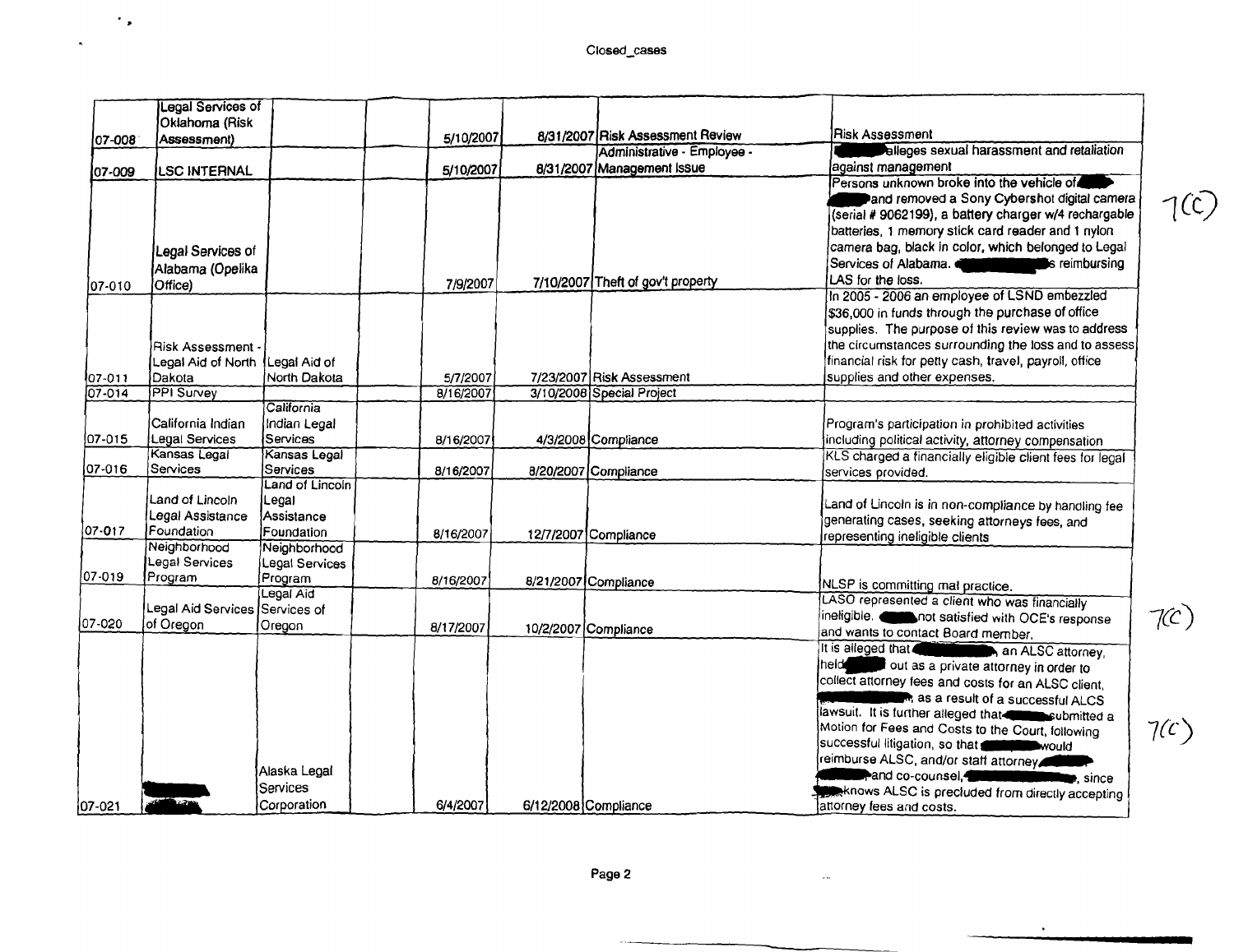Closed_cases

| | | | | | | | |
|---|---|---|---|---|---|---|---|
| 07-008 | Legal Services of Oklahoma (Risk Assessment) | | | 5/10/2007 | 8/31/2007 | Risk Assessment Review | Risk Assessment |
| 07-009 | LSC INTERNAL | | | 5/10/2007 | 8/31/2007 | Administrative - Employee - Management Issue | [redacted] alleges sexual harassment and retaliation against management |
| 07-010 | Legal Services of Alabama (Opelika Office) | | | 7/9/2007 | 7/10/2007 | Theft of gov't property | Persons unknown broke into the vehicle of [redacted] and removed a Sony Cybershot digital camera (serial # 9062199), a battery charger w/4 rechargable batteries, 1 memory stick card reader and 1 nylon camera bag, black in color, which belonged to Legal Services of Alabama. [redacted]s reimbursing LAS for the loss. |
| 07-011 | Risk Assessment - Legal Aid of North Dakota | Legal Aid of North Dakota | | 5/7/2007 | 7/23/2007 | Risk Assessment | In 2005 - 2006 an employee of LSND embezzled $36,000 in funds through the purchase of office supplies. The purpose of this review was to address the circumstances surrounding the loss and to assess financial risk for petty cash, travel, payroll, office supplies and other expenses. |
| 07-014 | PPI Survey | | | 8/16/2007 | 3/10/2008 | Special Project | |
| 07-015 | California Indian Legal Services | California Indian Legal Services | | 8/16/2007 | 4/3/2008 | Compliance | Program's participation in prohibited activities including political activity, attorney compensation |
| 07-016 | Kansas Legal Services | Kansas Legal Services | | 8/16/2007 | 8/20/2007 | Compliance | KLS charged a financially eligible client fees for legal services provided. |
| 07-017 | Land of Lincoln Legal Assistance Foundation | Land of Lincoln Legal Assistance Foundation | | 8/16/2007 | 12/7/2007 | Compliance | Land of Lincoln is in non-compliance by handling fee generating cases, seeking attorneys fees, and representing ineligible clients |
| 07-019 | Neighborhood Legal Services Program | Neighborhood Legal Services Program | | 8/16/2007 | 8/21/2007 | Compliance | NLSP is committing mal practice. |
| 07-020 | Legal Aid Services of Oregon | Legal Aid Services of Oregon | | 8/17/2007 | 10/2/2007 | Compliance | LASO represented a client who was financially ineligible. [redacted] not satisfied with OCE's response and wants to contact Board member. |
| 07-021 | [redacted] | Alaska Legal Services Corporation | | 6/4/2007 | 6/12/2008 | Compliance | It is alleged that [redacted], an ALSC attorney, held [redacted] out as a private attorney in order to collect attorney fees and costs for an ALSC client, [redacted], as a result of a successful ALCS lawsuit. It is further alleged that [redacted] submitted a Motion for Fees and Costs to the Court, following successful litigation, so that [redacted] would reimburse ALSC, and/or staff attorney, [redacted] and co-counsel, [redacted], since [redacted] knows ALSC is precluded from directly accepting attorney fees and costs. |

7(C)

7(C)

7(C)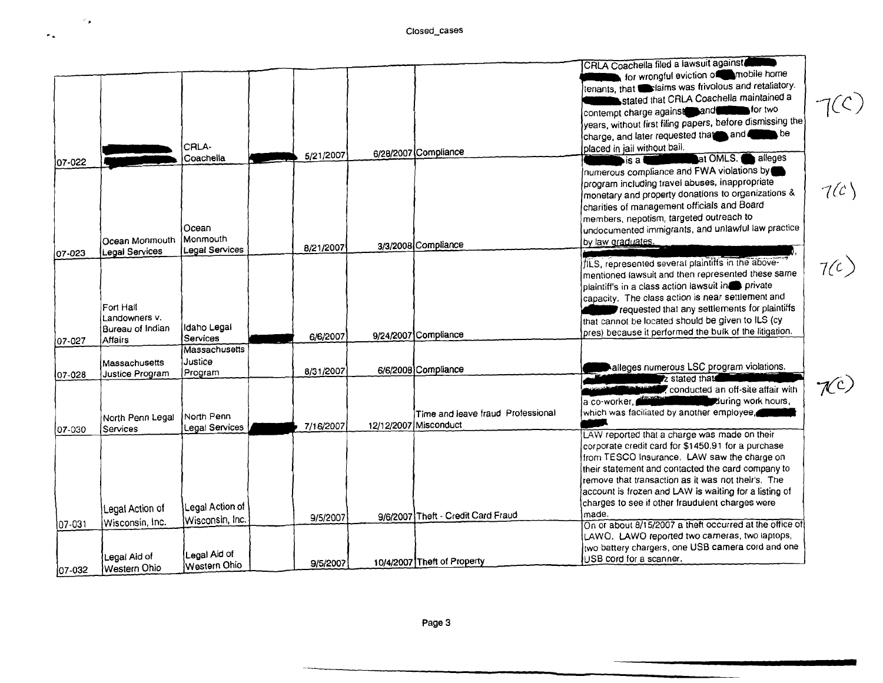| | | | | | | | |
|---|---|---|---|---|---|---|---|
| 07-022 | [REDACTED] | CRLA-Coachella | [REDACTED] | 5/21/2007 | 6/28/2007 | Compliance | CRLA Coachella filed a lawsuit against [REDACTED] for wrongful eviction of [REDACTED] mobile home tenants, that [REDACTED] claims was frivolous and retaliatory. [REDACTED] stated that CRLA Coachella maintained a contempt charge against [REDACTED] and [REDACTED] for two years, without first filing papers, before dismissing the charge, and later requested that [REDACTED] and [REDACTED] be placed in jail without bail. |
| 07-023 | Ocean Monmouth Legal Services | Ocean Monmouth Legal Services | | 8/21/2007 | 3/3/2008 | Compliance | [REDACTED] is a [REDACTED] at OMLS. [REDACTED] alleges numerous compliance and FWA violations by [REDACTED] program including travel abuses, inappropriate monetary and property donations to organizations & charities of management officials and Board members, nepotism, targeted outreach to undocumented immigrants, and unlawful law practice by law graduates. |
| 07-027 | Fort Hall Landowners v. Bureau of Indian Affairs | Idaho Legal Services | [REDACTED] | 6/6/2007 | 9/24/2007 | Compliance | [REDACTED], ILS, represented several plaintiffs in the above-mentioned lawsuit and then represented these same plaintiff's in a class action lawsuit in [REDACTED] private capacity. The class action is near settlement and [REDACTED] requested that any settlements for plaintiffs that cannot be located should be given to ILS (cy pres) because it performed the bulk of the litigation. |
| 07-028 | Massachusetts Justice Program | Massachusetts Justice Program | | 8/31/2007 | 6/6/2008 | Compliance | [REDACTED] alleges numerous LSC program violations. |
| 07-030 | North Penn Legal Services | North Penn Legal Services | [REDACTED] | 7/16/2007 | 12/12/2007 | Time and leave fraud Professional Misconduct | [REDACTED] stated that [REDACTED] conducted an off-site affair with a co-worker, [REDACTED] during work hours, which was faciliated by another employee, [REDACTED] |
| 07-031 | Legal Action of Wisconsin, Inc. | Legal Action of Wisconsin, Inc. | | 9/5/2007 | 9/6/2007 | Theft - Credit Card Fraud | LAW reported that a charge was made on their corporate credit card for $1450.91 for a purchase from TESCO Insurance. LAW saw the charge on their statement and contacted the card company to remove that transaction as it was not their's. The account is frozen and LAW is waiting for a listing of charges to see if other fraudulent charges were made. |
| 07-032 | Legal Aid of Western Ohio | Legal Aid of Western Ohio | | 9/5/2007 | 10/4/2007 | Theft of Property | On or about 8/15/2007 a theft occurred at the office of LAWO. LAWO reported two cameras, two laptops, two battery chargers, one USB camera cord and one USB cord for a scanner. |

7(C)

7(C)

7(C)

7(C)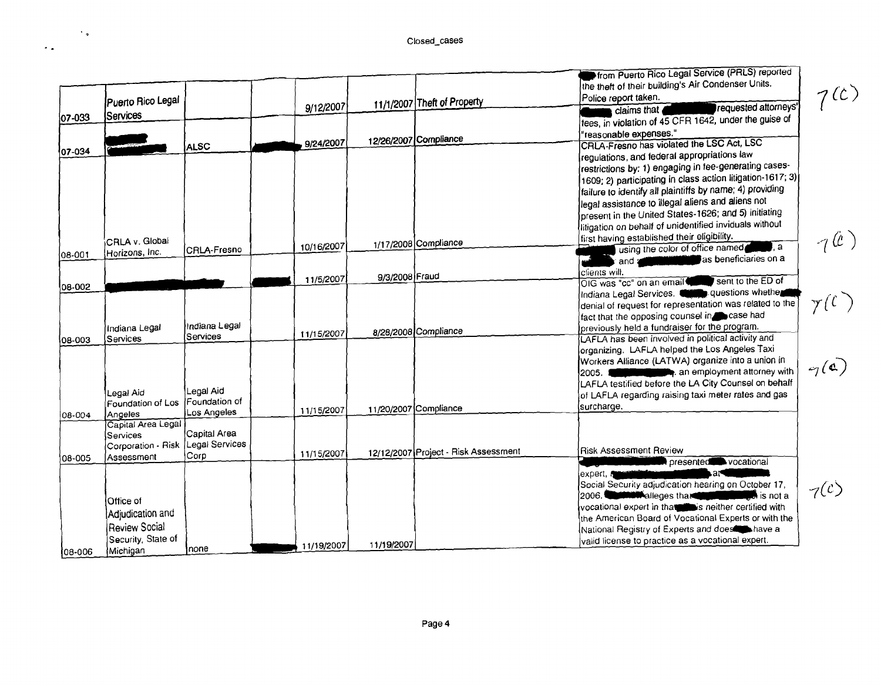Closed_cases

| | | | | | | | | |
|---|---|---|---|---|---|---|---|---|
| 07-033 | Puerto Rico Legal Services | | | 9/12/2007 | 11/1/2007 | Theft of Property | from Puerto Rico Legal Service (PRLS) reported the theft of their building's Air Condenser Units. Police report taken. | 7(C) |
| 07-034 | | ALSC | | 9/24/2007 | 12/26/2007 | Compliance | claims that requested attorneys' fees, in violation of 45 CFR 1642, under the guise of "reasonable expenses." | |
| 08-001 | CRLA v. Global Horizons, Inc. | CRLA-Fresno | | 10/16/2007 | 1/17/2008 | Compliance | CRLA-Fresno has violated the LSC Act, LSC regulations, and federal appropriations law restrictions by: 1) engaging in fee-generating cases-1609; 2) participating in class action litigation-1617; 3) failure to identify all plaintiffs by name; 4) providing legal assistance to illegal aliens and aliens not present in the United States-1626; and 5) initiating litigation on behalf of unidentified inviduals without first having established their eligibility. | 7(C) |
| 08-002 | | | | 11/5/2007 | 9/3/2008 | Fraud | using the color of office named , a and as beneficiaries on a clients will. | |
| 08-003 | Indiana Legal Services | Indiana Legal Services | | 11/15/2007 | 8/28/2008 | Compliance | OIG was "cc" on an email sent to the ED of Indiana Legal Services. questions whether denial of request for representation was related to the fact that the opposing counsel in case had previously held a fundraiser for the program. | 7(C) |
| 08-004 | Legal Aid Foundation of Los Angeles | Legal Aid Foundation of Los Angeles | | 11/15/2007 | 11/20/2007 | Compliance | LAFLA has been involved in political activity and organizing. LAFLA helped the Los Angeles Taxi Workers Alliance (LATWA) organize into a union in 2005. , an employment attorney with LAFLA testified before the LA City Counsel on behalf of LAFLA regarding raising taxi meter rates and gas surcharge. | 7(C) |
| 08-005 | Capital Area Legal Services Corporation - Risk Assessment | Capital Area Legal Services Corp | | 11/15/2007 | 12/12/2007 | Project - Risk Assessment | Risk Assessment Review | |
| 08-006 | Office of Adjudication and Review Social Security, State of Michigan | none | | 11/19/2007 | 11/19/2007 | | presented vocational expert, at Social Security adjudication hearing on October 17, 2006. alleges that is not a vocational expert in that is neither certified with the American Board of Vocational Experts or with the National Registry of Experts and does have a valid license to practice as a vocational expert. | 7(C) |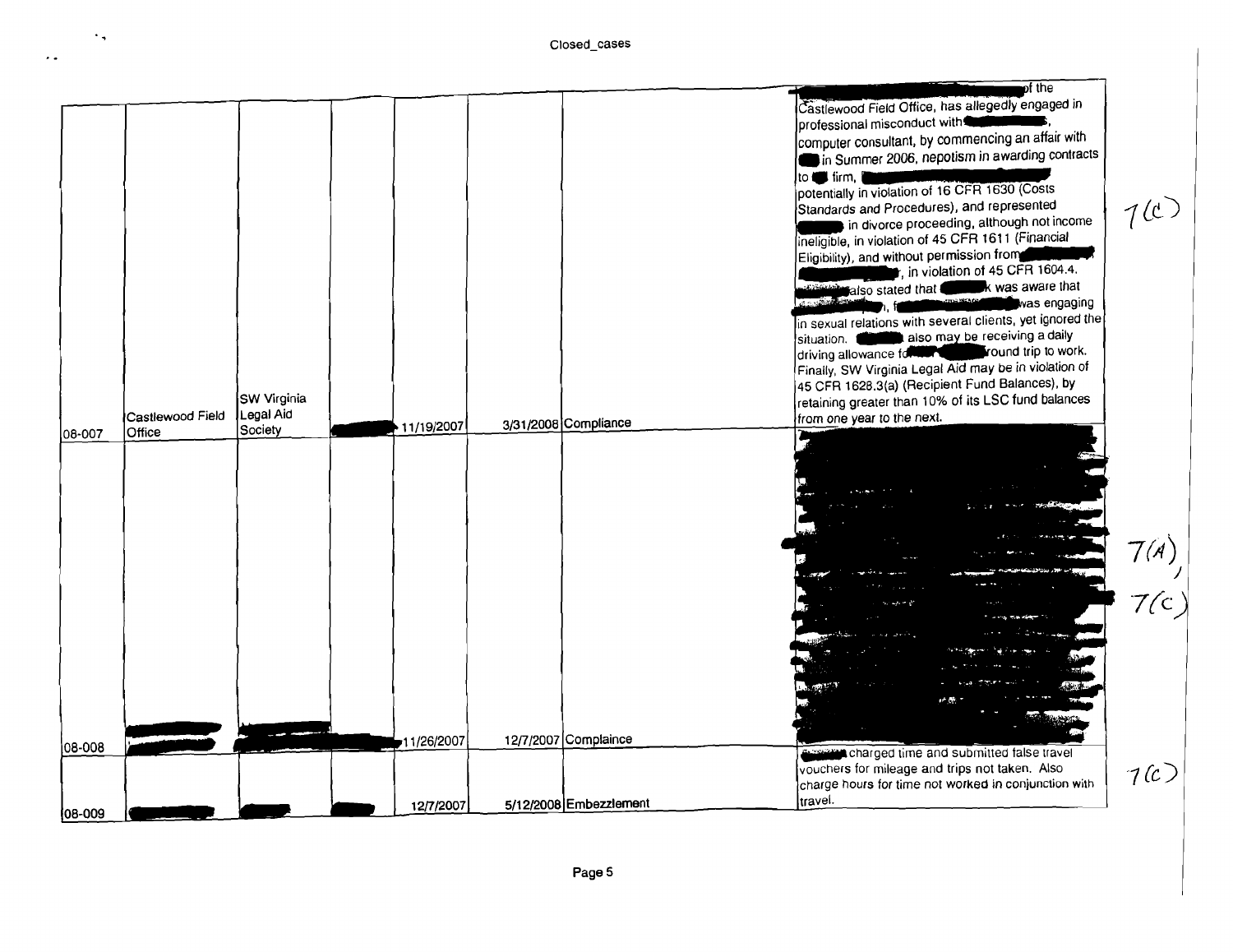| 08-007 | Castlewood Field Office | SW Virginia Legal Aid Society | | 11/19/2007 | 3/31/2008 | Compliance | of the Castlewood Field Office, has allegedly engaged in professional misconduct with , computer consultant, by commencing an affair with in Summer 2006, nepotism in awarding contracts to firm, potentially in violation of 16 CFR 1630 (Costs Standards and Procedures), and represented in divorce proceeding, although not income ineligible, in violation of 45 CFR 1611 (Financial Eligibility), and without permission from , in violation of 45 CFR 1604.4. also stated that was aware that , was engaging in sexual relations with several clients, yet ignored the situation. also may be receiving a daily driving allowance fo round trip to work. Finally, SW Virginia Legal Aid may be in violation of 45 CFR 1628.3(a) (Recipient Fund Balances), by retaining greater than 10% of its LSC fund balances from one year to the next. | 7(C) |
|---|---|---|---|---|---|---|---|---|
| 08-008 | | | | 11/26/2007 | 12/7/2007 | Complaince | | 7(A), 7(C) |
| 08-009 | | | | 12/7/2007 | 5/12/2008 | Embezzlement | charged time and submitted false travel vouchers for mileage and trips not taken. Also charge hours for time not worked in conjunction with travel. | 7(C) |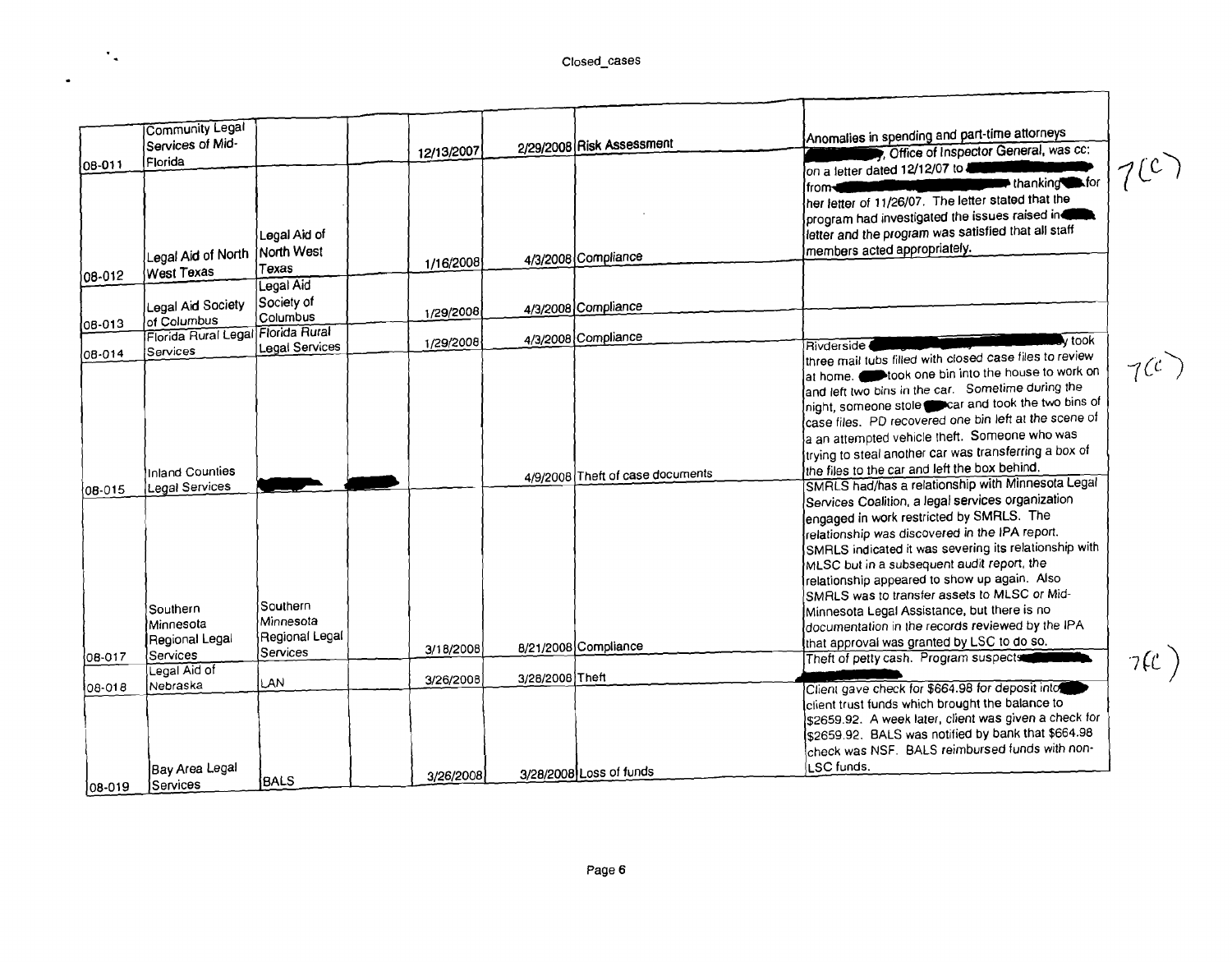Closed_cases

| | | | | | | | |
|---|---|---|---|---|---|---|---|
| 08-011 | Community Legal Services of Mid-Florida | | | 12/13/2007 | 2/29/2008 | Risk Assessment | Anomalies in spending and part-time attorneys |
| 08-012 | Legal Aid of North West Texas | Legal Aid of North West Texas | | 1/16/2008 | 4/3/2008 | Compliance | , Office of Inspector General, was cc: on a letter dated 12/12/07 to from thanking for her letter of 11/26/07. The letter stated that the program had investigated the issues raised in letter and the program was satisfied that all staff members acted appropriately. |
| 08-013 | Legal Aid Society of Columbus | Legal Aid Society of Columbus | | 1/29/2008 | 4/3/2008 | Compliance | |
| 08-014 | Florida Rural Legal Services | Florida Rural Legal Services | | 1/29/2008 | 4/3/2008 | Compliance | |
| 08-015 | Inland Counties Legal Services | | | | 4/9/2008 | Theft of case documents | Rivdverside took three mail tubs filled with closed case files to review at home. took one bin into the house to work on and left two bins in the car. Sometime during the night, someone stole car and took the two bins of case files. PD recovered one bin left at the scene of a an attempted vehicle theft. Someone who was trying to steal another car was transferring a box of the files to the car and left the box behind. |
| 08-017 | Southern Minnesota Regional Legal Services | Southern Minnesota Regional Legal Services | | 3/18/2008 | 8/21/2008 | Compliance | SMRLS had/has a relationship with Minnesota Legal Services Coalition, a legal services organization engaged in work restricted by SMRLS. The relationship was discovered in the IPA report. SMRLS indicated it was severing its relationship with MLSC but in a subsequent audit report, the relationship appeared to show up again. Also SMRLS was to transfer assets to MLSC or Mid-Minnesota Legal Assistance, but there is no documentation in the records reviewed by the IPA that approval was granted by LSC to do so. |
| 08-018 | Legal Aid of Nebraska | LAN | | 3/26/2008 | 3/28/2008 | Theft | Theft of petty cash. Program suspects |
| 08-019 | Bay Area Legal Services | BALS | | 3/26/2008 | 3/28/2008 | Loss of funds | Client gave check for $664.98 for deposit into client trust funds which brought the balance to $2659.92. A week later, client was given a check for $2659.92. BALS was notified by bank that $664.98 check was NSF. BALS reimbursed funds with non-LSC funds. |

7(C)

7(C)

7(C)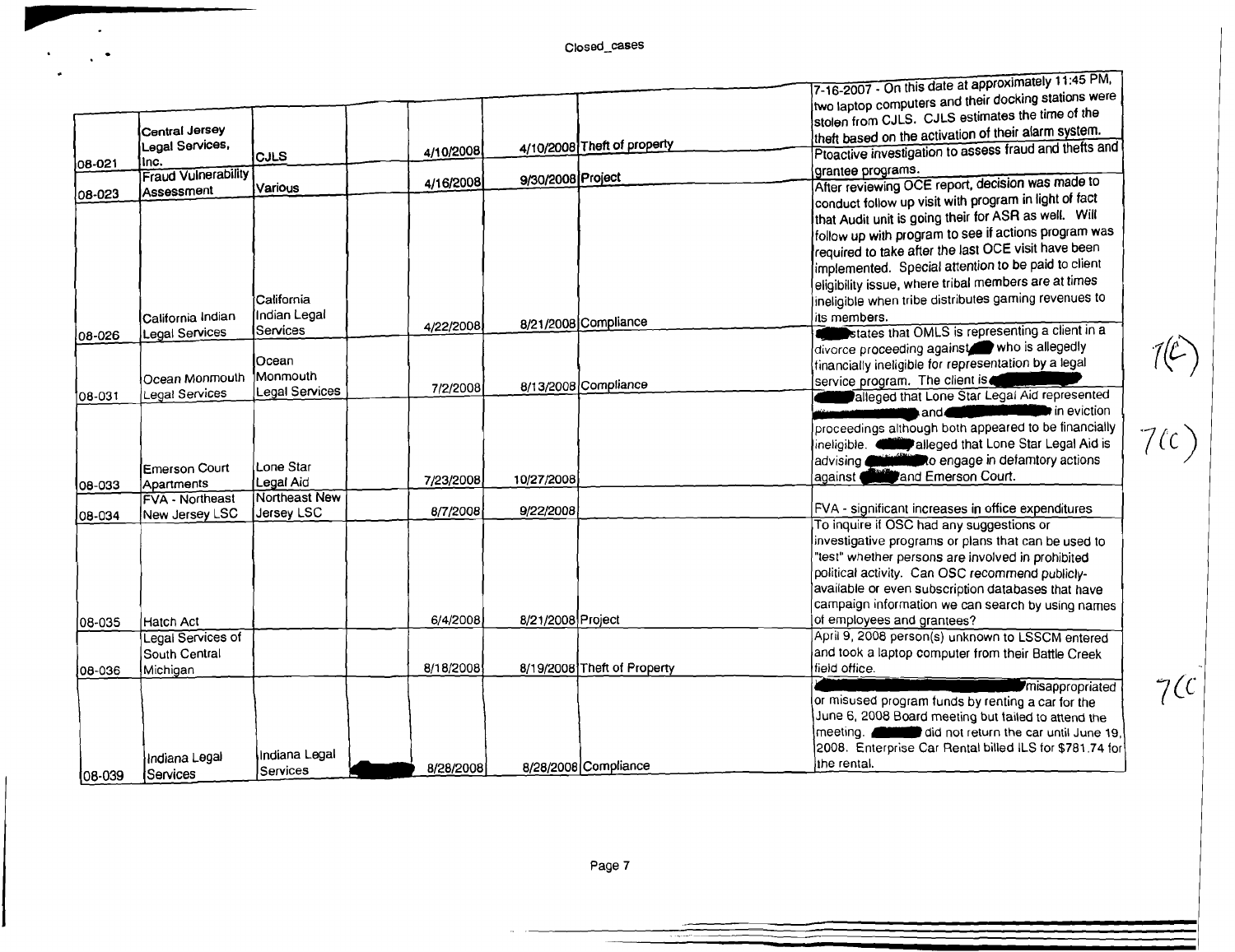Closed_cases

| | | | | | | | |
|---|---|---|---|---|---|---|---|
| 08-021 | Central Jersey Legal Services, Inc. | CJLS | | 4/10/2008 | 4/10/2008 | Theft of property | 7-16-2007 - On this date at approximately 11:45 PM, two laptop computers and their docking stations were stolen from CJLS. CJLS estimates the time of the theft based on the activation of their alarm system. |
| 08-023 | Fraud Vulnerability Assessment | Various | | 4/16/2008 | 9/30/2008 | Project | Ptoactive investigation to assess fraud and thefts and grantee programs. |
| 08-026 | California Indian Legal Services | California Indian Legal Services | | 4/22/2008 | 8/21/2008 | Compliance | After reviewing OCE report, decision was made to conduct follow up visit with program in light of fact that Audit unit is going their for ASR as well. Will follow up with program to see if actions program was required to take after the last OCE visit have been implemented. Special attention to be paid to client eligibility issue, where tribal members are at times ineligible when tribe distributes gaming revenues to its members. |
| 08-031 | Ocean Monmouth Legal Services | Ocean Monmouth Legal Services | | 7/2/2008 | 8/13/2008 | Compliance | [redacted] states that OMLS is representing a client in a divorce proceeding against [redacted] who is allegedly financially ineligible for representation by a legal service program. The client is [redacted] |
| 08-033 | Emerson Court Apartments | Lone Star Legal Aid | | 7/23/2008 | 10/27/2008 | | [redacted] alleged that Lone Star Legal Aid represented [redacted] and [redacted] in eviction proceedings although both appeared to be financially ineligible. [redacted] alleged that Lone Star Legal Aid is advising [redacted] to engage in defamtory actions against [redacted] and Emerson Court. |
| 08-034 | FVA - Northeast New Jersey LSC | Northeast New Jersey LSC | | 8/7/2008 | 9/22/2008 | | FVA - significant increases in office expenditures |
| 08-035 | Hatch Act | | | 6/4/2008 | 8/21/2008 | Project | To inquire if OSC had any suggestions or investigative programs or plans that can be used to "test" whether persons are involved in prohibited political activity. Can OSC recommend publicly-available or even subscription databases that have campaign information we can search by using names of employees and grantees? |
| 08-036 | Legal Services of South Central Michigan | | | 8/18/2008 | 8/19/2008 | Theft of Property | April 9, 2008 person(s) unknown to LSSCM entered and took a laptop computer from their Battle Creek field office. |
| 08-039 | Indiana Legal Services | Indiana Legal Services | [redacted] | 8/28/2008 | 8/28/2008 | Compliance | [redacted] misappropriated or misused program funds by renting a car for the June 6, 2008 Board meeting but failed to attend the meeting. [redacted] did not return the car until June 19, 2008. Enterprise Car Rental billed ILS for $781.74 for the rental. |

7(C)

7(C)

7(C)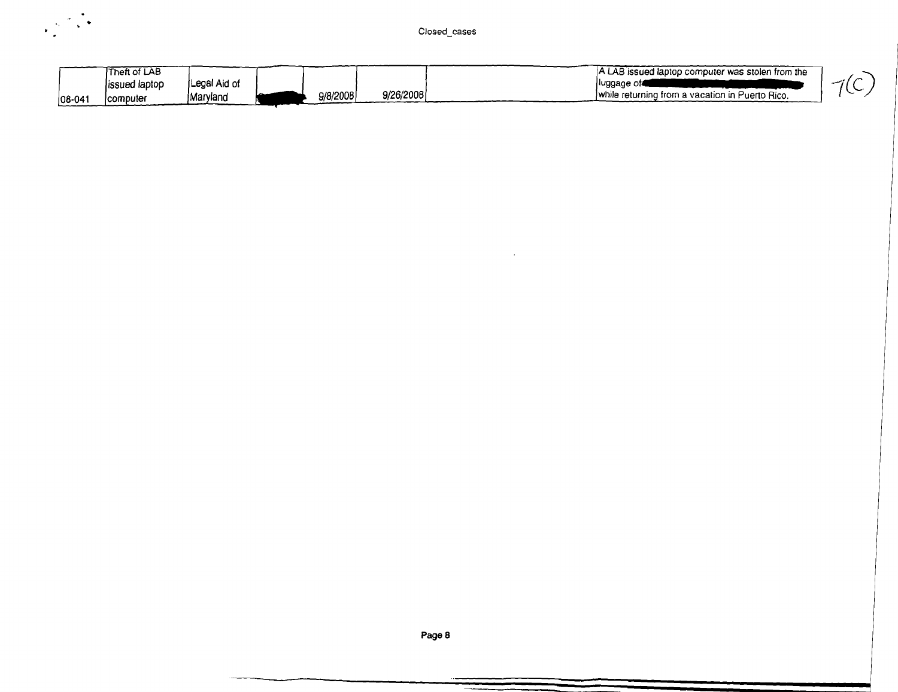| | | | | | | | |
|---|---|---|---|---|---|---|---|
| 08-041 | Theft of LAB issued laptop computer | Legal Aid of Maryland | | | 9/8/2008 | 9/26/2008 | | A LAB issued laptop computer was stolen from the luggage of while returning from a vacation in Puerto Rico. |

7(C)